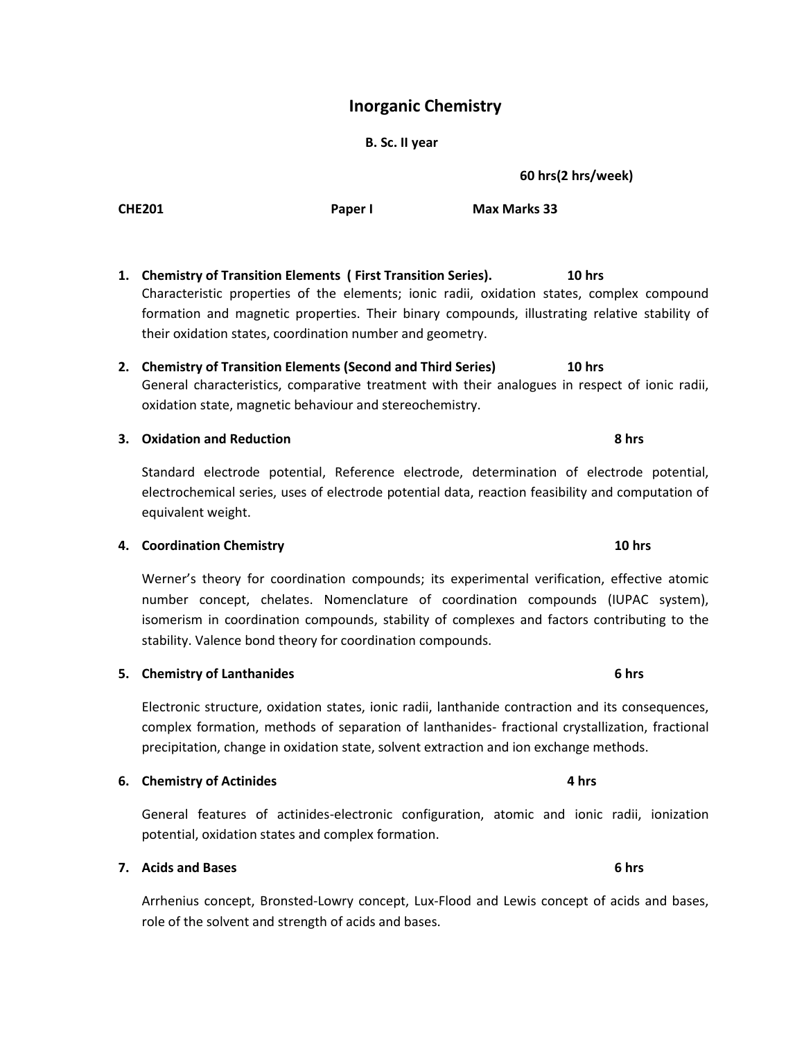# Inorganic Chemistry

**B. Sc. II year**

**60 hrs(2 hrs/week)**

**CHE201** **Paper I** **Max Marks 33**

1. **Chemistry of Transition Elements ( First Transition Series). 10 hrs**
   Characteristic properties of the elements; ionic radii, oxidation states, complex compound formation and magnetic properties. Their binary compounds, illustrating relative stability of their oxidation states, coordination number and geometry.

2. **Chemistry of Transition Elements (Second and Third Series) 10 hrs**
   General characteristics, comparative treatment with their analogues in respect of ionic radii, oxidation state, magnetic behaviour and stereochemistry.

3. **Oxidation and Reduction 8 hrs**

   Standard electrode potential, Reference electrode, determination of electrode potential, electrochemical series, uses of electrode potential data, reaction feasibility and computation of equivalent weight.

4. **Coordination Chemistry 10 hrs**

   Werner's theory for coordination compounds; its experimental verification, effective atomic number concept, chelates. Nomenclature of coordination compounds (IUPAC system), isomerism in coordination compounds, stability of complexes and factors contributing to the stability. Valence bond theory for coordination compounds.

5. **Chemistry of Lanthanides 6 hrs**

   Electronic structure, oxidation states, ionic radii, lanthanide contraction and its consequences, complex formation, methods of separation of lanthanides- fractional crystallization, fractional precipitation, change in oxidation state, solvent extraction and ion exchange methods.

6. **Chemistry of Actinides 4 hrs**

   General features of actinides-electronic configuration, atomic and ionic radii, ionization potential, oxidation states and complex formation.

7. **Acids and Bases 6 hrs**

   Arrhenius concept, Bronsted-Lowry concept, Lux-Flood and Lewis concept of acids and bases, role of the solvent and strength of acids and bases.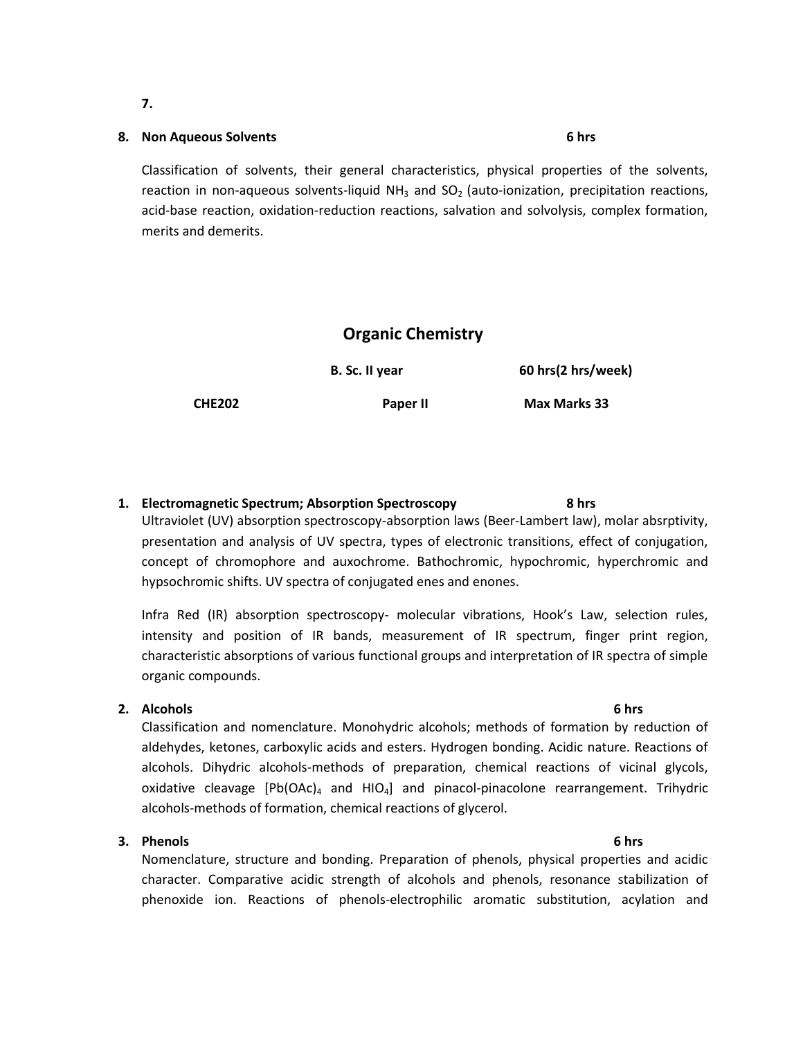7.

8. **Non Aqueous Solvents** **6 hrs**

   Classification of solvents, their general characteristics, physical properties of the solvents, reaction in non-aqueous solvents-liquid $NH_3$ and $SO_2$ (auto-ionization, precipitation reactions, acid-base reaction, oxidation-reduction reactions, salvation and solvolysis, complex formation, merits and demerits.

## Organic Chemistry

| | B. Sc. II year | 60 hrs(2 hrs/week) |
|---|---|---|
| **CHE202** | **Paper II** | **Max Marks 33** |

1. **Electromagnetic Spectrum; Absorption Spectroscopy** **8 hrs**

   Ultraviolet (UV) absorption spectroscopy-absorption laws (Beer-Lambert law), molar absrptivity, presentation and analysis of UV spectra, types of electronic transitions, effect of conjugation, concept of chromophore and auxochrome. Bathochromic, hypochromic, hyperchromic and hypsochromic shifts. UV spectra of conjugated enes and enones.

   Infra Red (IR) absorption spectroscopy- molecular vibrations, Hook's Law, selection rules, intensity and position of IR bands, measurement of IR spectrum, finger print region, characteristic absorptions of various functional groups and interpretation of IR spectra of simple organic compounds.

2. **Alcohols** **6 hrs**

   Classification and nomenclature. Monohydric alcohols; methods of formation by reduction of aldehydes, ketones, carboxylic acids and esters. Hydrogen bonding. Acidic nature. Reactions of alcohols. Dihydric alcohols-methods of preparation, chemical reactions of vicinal glycols, oxidative cleavage [$Pb(OAc)_4$ and $HIO_4$] and pinacol-pinacolone rearrangement. Trihydric alcohols-methods of formation, chemical reactions of glycerol.

3. **Phenols** **6 hrs**

   Nomenclature, structure and bonding. Preparation of phenols, physical properties and acidic character. Comparative acidic strength of alcohols and phenols, resonance stabilization of phenoxide ion. Reactions of phenols-electrophilic aromatic substitution, acylation and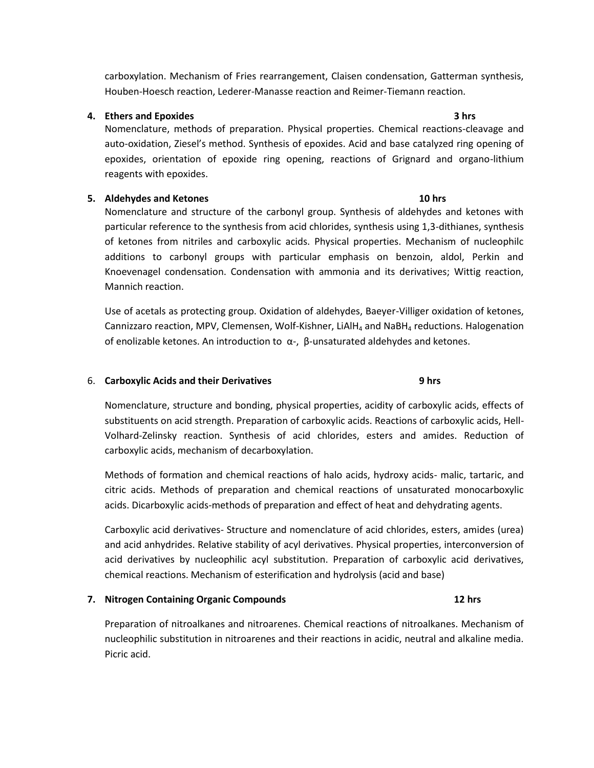carboxylation. Mechanism of Fries rearrangement, Claisen condensation, Gatterman synthesis, Houben-Hoesch reaction, Lederer-Manasse reaction and Reimer-Tiemann reaction.

**4. Ethers and Epoxides** **3 hrs**

Nomenclature, methods of preparation. Physical properties. Chemical reactions-cleavage and auto-oxidation, Ziesel's method. Synthesis of epoxides. Acid and base catalyzed ring opening of epoxides, orientation of epoxide ring opening, reactions of Grignard and organo-lithium reagents with epoxides.

**5. Aldehydes and Ketones** **10 hrs**

Nomenclature and structure of the carbonyl group. Synthesis of aldehydes and ketones with particular reference to the synthesis from acid chlorides, synthesis using 1,3-dithianes, synthesis of ketones from nitriles and carboxylic acids. Physical properties. Mechanism of nucleophilc additions to carbonyl groups with particular emphasis on benzoin, aldol, Perkin and Knoevenagel condensation. Condensation with ammonia and its derivatives; Wittig reaction, Mannich reaction.

Use of acetals as protecting group. Oxidation of aldehydes, Baeyer-Villiger oxidation of ketones, Cannizzaro reaction, MPV, Clemensen, Wolf-Kishner, $LiAlH_4$ and $NaBH_4$ reductions. Halogenation of enolizable ketones. An introduction to α-, β-unsaturated aldehydes and ketones.

6. **Carboxylic Acids and their Derivatives** **9 hrs**

Nomenclature, structure and bonding, physical properties, acidity of carboxylic acids, effects of substituents on acid strength. Preparation of carboxylic acids. Reactions of carboxylic acids, Hell-Volhard-Zelinsky reaction. Synthesis of acid chlorides, esters and amides. Reduction of carboxylic acids, mechanism of decarboxylation.

Methods of formation and chemical reactions of halo acids, hydroxy acids- malic, tartaric, and citric acids. Methods of preparation and chemical reactions of unsaturated monocarboxylic acids. Dicarboxylic acids-methods of preparation and effect of heat and dehydrating agents.

Carboxylic acid derivatives- Structure and nomenclature of acid chlorides, esters, amides (urea) and acid anhydrides. Relative stability of acyl derivatives. Physical properties, interconversion of acid derivatives by nucleophilic acyl substitution. Preparation of carboxylic acid derivatives, chemical reactions. Mechanism of esterification and hydrolysis (acid and base)

**7. Nitrogen Containing Organic Compounds** **12 hrs**

Preparation of nitroalkanes and nitroarenes. Chemical reactions of nitroalkanes. Mechanism of nucleophilic substitution in nitroarenes and their reactions in acidic, neutral and alkaline media. Picric acid.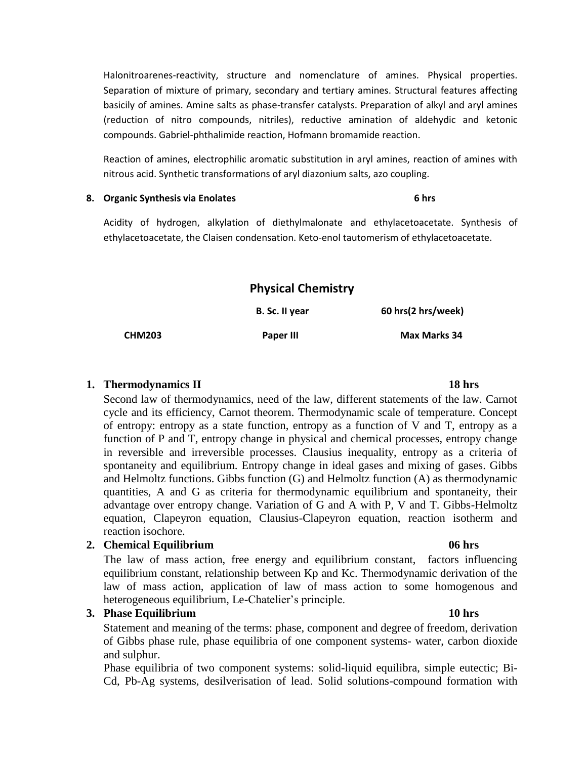Halonitroarenes-reactivity, structure and nomenclature of amines. Physical properties. Separation of mixture of primary, secondary and tertiary amines. Structural features affecting basicily of amines. Amine salts as phase-transfer catalysts. Preparation of alkyl and aryl amines (reduction of nitro compounds, nitriles), reductive amination of aldehydic and ketonic compounds. Gabriel-phthalimide reaction, Hofmann bromamide reaction.

Reaction of amines, electrophilic aromatic substitution in aryl amines, reaction of amines with nitrous acid. Synthetic transformations of aryl diazonium salts, azo coupling.

**8. Organic Synthesis via Enolates** **6 hrs**

Acidity of hydrogen, alkylation of diethylmalonate and ethylacetoacetate. Synthesis of ethylacetoacetate, the Claisen condensation. Keto-enol tautomerism of ethylacetoacetate.

## Physical Chemistry

| | **B. Sc. II year** | **60 hrs(2 hrs/week)** |
|---|---|---|
| **CHM203** | **Paper III** | **Max Marks 34** |

**1. Thermodynamics II** **18 hrs**

Second law of thermodynamics, need of the law, different statements of the law. Carnot cycle and its efficiency, Carnot theorem. Thermodynamic scale of temperature. Concept of entropy: entropy as a state function, entropy as a function of V and T, entropy as a function of P and T, entropy change in physical and chemical processes, entropy change in reversible and irreversible processes. Clausius inequality, entropy as a criteria of spontaneity and equilibrium. Entropy change in ideal gases and mixing of gases. Gibbs and Helmoltz functions. Gibbs function (G) and Helmoltz function (A) as thermodynamic quantities, A and G as criteria for thermodynamic equilibrium and spontaneity, their advantage over entropy change. Variation of G and A with P, V and T. Gibbs-Helmoltz equation, Clapeyron equation, Clausius-Clapeyron equation, reaction isotherm and reaction isochore.

**2. Chemical Equilibrium** **06 hrs**

The law of mass action, free energy and equilibrium constant, factors influencing equilibrium constant, relationship between Kp and Kc. Thermodynamic derivation of the law of mass action, application of law of mass action to some homogenous and heterogeneous equilibrium, Le-Chatelier's principle.

**3. Phase Equilibrium** **10 hrs**

Statement and meaning of the terms: phase, component and degree of freedom, derivation of Gibbs phase rule, phase equilibria of one component systems- water, carbon dioxide and sulphur.

Phase equilibria of two component systems: solid-liquid equilibra, simple eutectic; Bi-Cd, Pb-Ag systems, desilverisation of lead. Solid solutions-compound formation with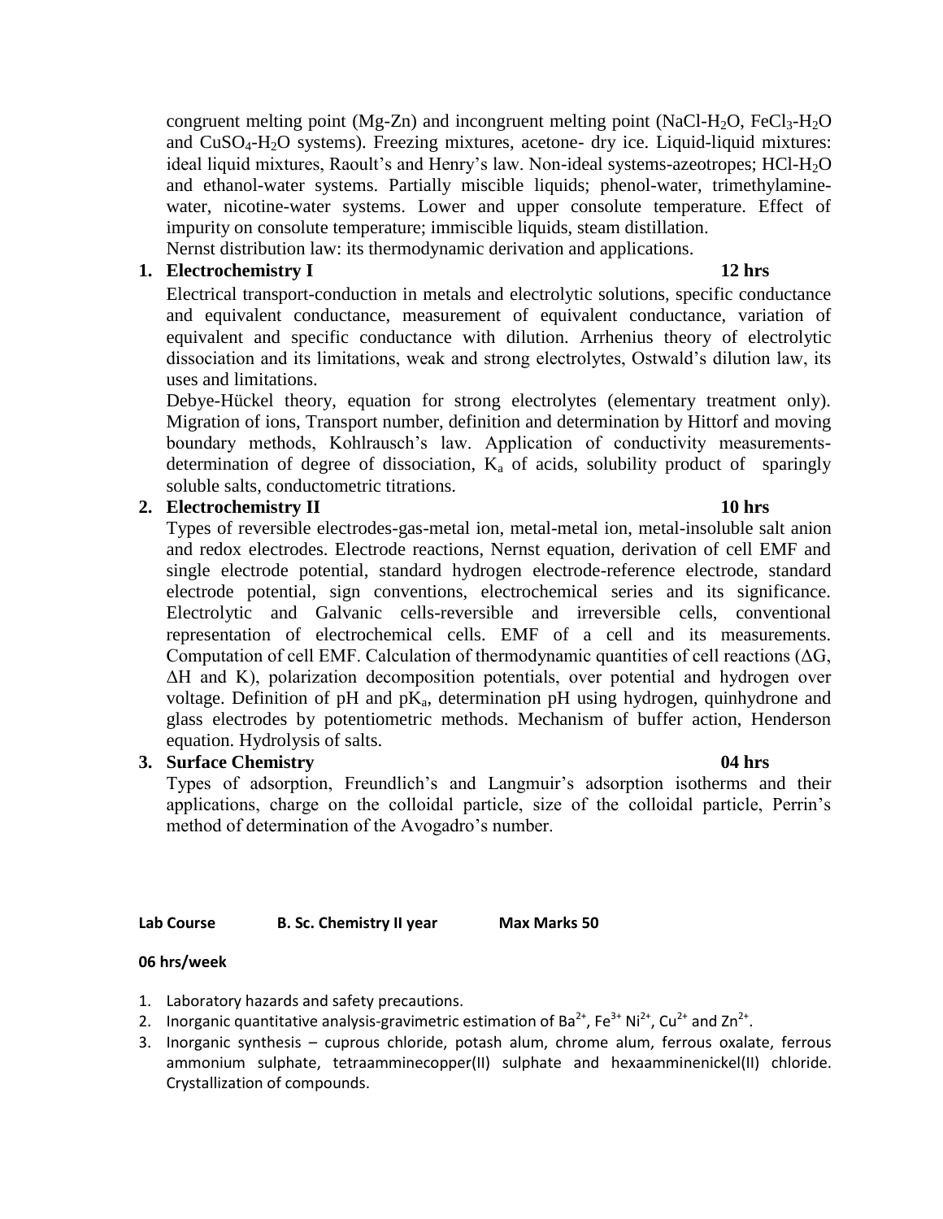congruent melting point (Mg-Zn) and incongruent melting point (NaCl-$H_2O$, $FeCl_3$-$H_2O$ and $CuSO_4$-$H_2O$ systems). Freezing mixtures, acetone- dry ice. Liquid-liquid mixtures: ideal liquid mixtures, Raoult's and Henry's law. Non-ideal systems-azeotropes; HCl-$H_2O$ and ethanol-water systems. Partially miscible liquids; phenol-water, trimethylamine-water, nicotine-water systems. Lower and upper consolute temperature. Effect of impurity on consolute temperature; immiscible liquids, steam distillation.
Nernst distribution law: its thermodynamic derivation and applications.

**1. Electrochemistry I 12 hrs**

Electrical transport-conduction in metals and electrolytic solutions, specific conductance and equivalent conductance, measurement of equivalent conductance, variation of equivalent and specific conductance with dilution. Arrhenius theory of electrolytic dissociation and its limitations, weak and strong electrolytes, Ostwald's dilution law, its uses and limitations.

Debye-Hückel theory, equation for strong electrolytes (elementary treatment only). Migration of ions, Transport number, definition and determination by Hittorf and moving boundary methods, Kohlrausch's law. Application of conductivity measurements-determination of degree of dissociation, $K_a$ of acids, solubility product of sparingly soluble salts, conductometric titrations.

**2. Electrochemistry II 10 hrs**

Types of reversible electrodes-gas-metal ion, metal-metal ion, metal-insoluble salt anion and redox electrodes. Electrode reactions, Nernst equation, derivation of cell EMF and single electrode potential, standard hydrogen electrode-reference electrode, standard electrode potential, sign conventions, electrochemical series and its significance. Electrolytic and Galvanic cells-reversible and irreversible cells, conventional representation of electrochemical cells. EMF of a cell and its measurements. Computation of cell EMF. Calculation of thermodynamic quantities of cell reactions ($\Delta G$, $\Delta H$ and K), polarization decomposition potentials, over potential and hydrogen over voltage. Definition of pH and $pK_a$, determination pH using hydrogen, quinhydrone and glass electrodes by potentiometric methods. Mechanism of buffer action, Henderson equation. Hydrolysis of salts.

**3. Surface Chemistry 04 hrs**

Types of adsorption, Freundlich's and Langmuir's adsorption isotherms and their applications, charge on the colloidal particle, size of the colloidal particle, Perrin's method of determination of the Avogadro's number.

**Lab Course B. Sc. Chemistry II year Max Marks 50**

**06 hrs/week**

1. Laboratory hazards and safety precautions.
2. Inorganic quantitative analysis-gravimetric estimation of $Ba^{2+}$, $Fe^{3+}$ $Ni^{2+}$, $Cu^{2+}$ and $Zn^{2+}$.
3. Inorganic synthesis – cuprous chloride, potash alum, chrome alum, ferrous oxalate, ferrous ammonium sulphate, tetraamminecopper(II) sulphate and hexaamminenickel(II) chloride. Crystallization of compounds.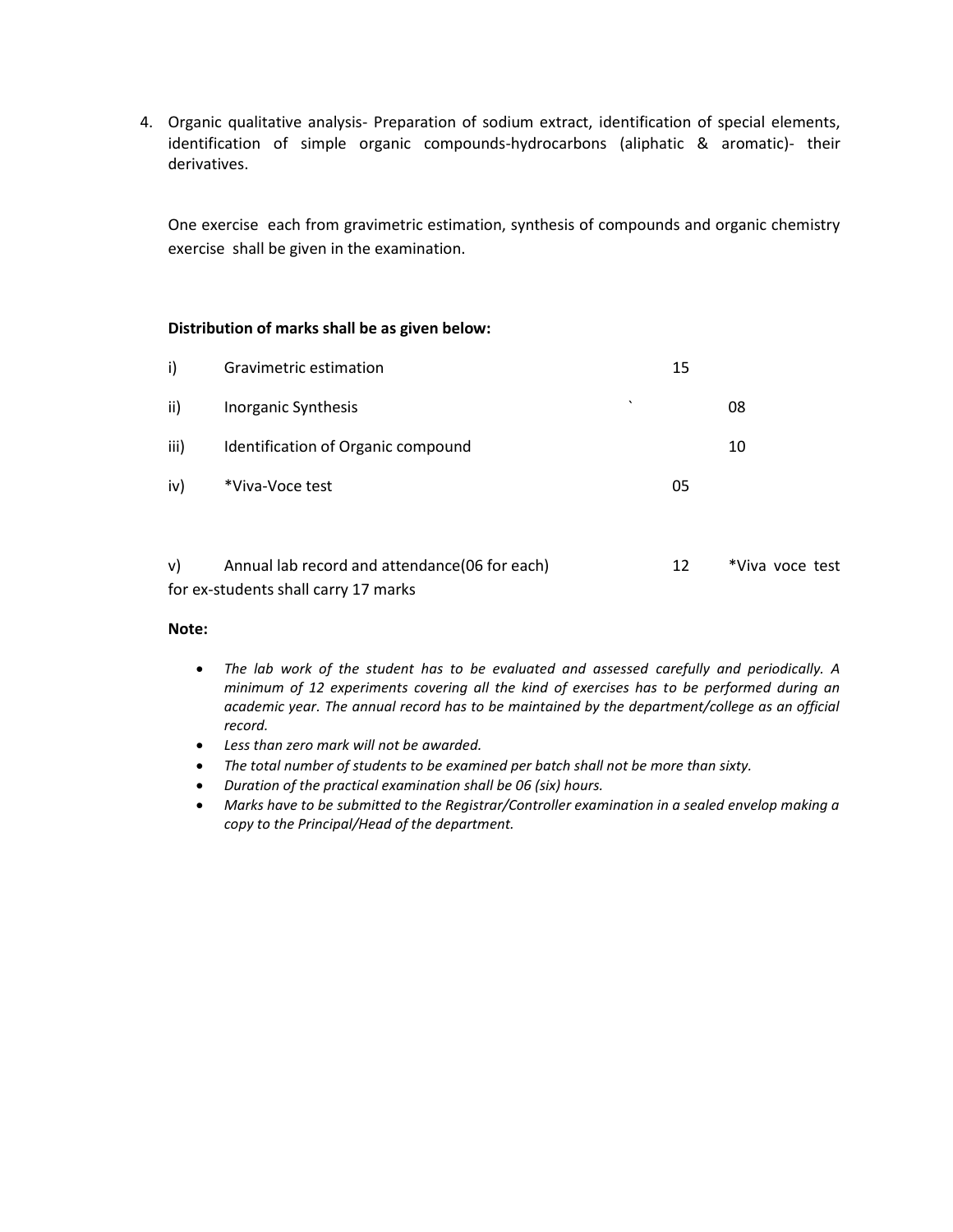4. Organic qualitative analysis- Preparation of sodium extract, identification of special elements, identification of simple organic compounds-hydrocarbons (aliphatic & aromatic)- their derivatives.

One exercise each from gravimetric estimation, synthesis of compounds and organic chemistry exercise shall be given in the examination.

**Distribution of marks shall be as given below:**

| | | | |
|---|---|---|---|
| i) | Gravimetric estimation | 15 | |
| ii) | Inorganic Synthesis | | 08 |
| iii) | Identification of Organic compound | | 10 |
| iv) | *Viva-Voce test | 05 | |
| v) | Annual lab record and attendance(06 for each) | 12 | |

*Viva voce test for ex-students shall carry 17 marks

**Note:**

- *The lab work of the student has to be evaluated and assessed carefully and periodically. A minimum of 12 experiments covering all the kind of exercises has to be performed during an academic year. The annual record has to be maintained by the department/college as an official record.*
- *Less than zero mark will not be awarded.*
- *The total number of students to be examined per batch shall not be more than sixty.*
- *Duration of the practical examination shall be 06 (six) hours.*
- *Marks have to be submitted to the Registrar/Controller examination in a sealed envelop making a copy to the Principal/Head of the department.*